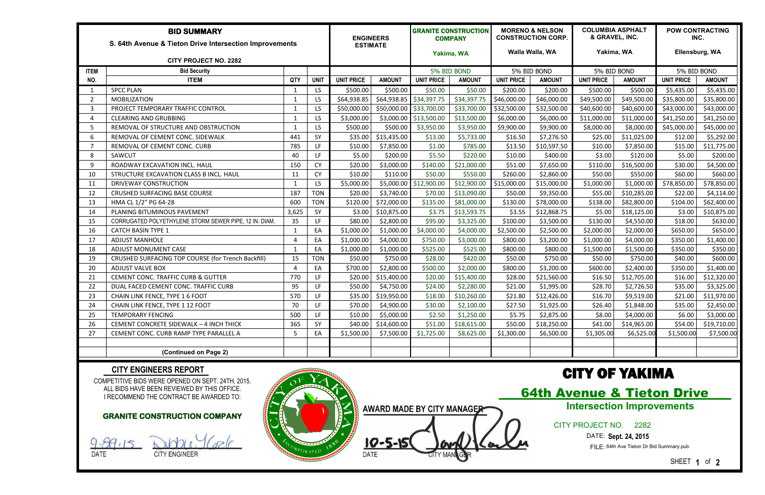# BID SUMMARY

**S. 64th Avenue & Tieton Drive Intersection Improvements**

**CITY PROJECT NO. 2282**

| ITEM NO. | ITEM | QTY | UNIT | ENGINEERS ESTIMATE | | GRANITE CONSTRUCTION COMPANY Yakima, WA | | MORENO & NELSON CONSTRUCTION CORP. Walla Walla, WA | | COLUMBIA ASPHALT & GRAVEL, INC. Yakima, WA | | POW CONTRACTING INC. Ellensburg, WA | |
|---|---|---|---|---|---|---|---|---|---|---|---|---|---|
| | Bid Security | | | | | 5% BID BOND | | 5% BID BOND | | 5% BID BOND | | 5% BID BOND | |
| | | | | UNIT PRICE | AMOUNT | UNIT PRICE | AMOUNT | UNIT PRICE | AMOUNT | UNIT PRICE | AMOUNT | UNIT PRICE | AMOUNT |
| 1 | SPCC PLAN | 1 | LS | $500.00 | $500.00 | $50.00 | $50.00 | $200.00 | $200.00 | $500.00 | $500.00 | $5,435.00 | $5,435.00 |
| 2 | MOBILIZATION | 1 | LS | $64,938.85 | $64,938.85 | $34,397.75 | $34,397.75 | $46,000.00 | $46,000.00 | $49,500.00 | $49,500.00 | $35,800.00 | $35,800.00 |
| 3 | PROJECT TEMPORARY TRAFFIC CONTROL | 1 | LS | $50,000.00 | $50,000.00 | $33,700.00 | $33,700.00 | $32,500.00 | $32,500.00 | $40,600.00 | $40,600.00 | $43,000.00 | $43,000.00 |
| 4 | CLEARING AND GRUBBING | 1 | LS | $3,000.00 | $3,000.00 | $13,500.00 | $13,500.00 | $6,000.00 | $6,000.00 | $11,000.00 | $11,000.00 | $41,250.00 | $41,250.00 |
| 5 | REMOVAL OF STRUCTURE AND OBSTRUCTION | 1 | LS | $500.00 | $500.00 | $3,950.00 | $3,950.00 | $9,900.00 | $9,900.00 | $8,000.00 | $8,000.00 | $45,000.00 | $45,000.00 |
| 6 | REMOVAL OF CEMENT CONC. SIDEWALK | 441 | SY | $35.00 | $15,435.00 | $13.00 | $5,733.00 | $16.50 | $7,276.50 | $25.00 | $11,025.00 | $12.00 | $5,292.00 |
| 7 | REMOVAL OF CEMENT CONC. CURB | 785 | LF | $10.00 | $7,850.00 | $1.00 | $785.00 | $13.50 | $10,597.50 | $10.00 | $7,850.00 | $15.00 | $11,775.00 |
| 8 | SAWCUT | 40 | LF | $5.00 | $200.00 | $5.50 | $220.00 | $10.00 | $400.00 | $3.00 | $120.00 | $5.00 | $200.00 |
| 9 | ROADWAY EXCAVATION INCL. HAUL | 150 | CY | $20.00 | $3,000.00 | $140.00 | $21,000.00 | $51.00 | $7,650.00 | $110.00 | $16,500.00 | $30.00 | $4,500.00 |
| 10 | STRUCTURE EXCAVATION CLASS B INCL. HAUL | 11 | CY | $10.00 | $110.00 | $50.00 | $550.00 | $260.00 | $2,860.00 | $50.00 | $550.00 | $60.00 | $660.00 |
| 11 | DRIVEWAY CONSTRUCTION | 1 | LS | $5,000.00 | $5,000.00 | $12,900.00 | $12,900.00 | $15,000.00 | $15,000.00 | $1,000.00 | $1,000.00 | $78,850.00 | $78,850.00 |
| 12 | CRUSHED SURFACING BASE COURSE | 187 | TON | $20.00 | $3,740.00 | $70.00 | $13,090.00 | $50.00 | $9,350.00 | $55.00 | $10,285.00 | $22.00 | $4,114.00 |
| 13 | HMA CL 1/2" PG 64-28 | 600 | TON | $120.00 | $72,000.00 | $135.00 | $81,000.00 | $130.00 | $78,000.00 | $138.00 | $82,800.00 | $104.00 | $62,400.00 |
| 14 | PLANING BITUMINOUS PAVEMENT | 3,625 | SY | $3.00 | $10,875.00 | $3.75 | $13,593.75 | $3.55 | $12,868.75 | $5.00 | $18,125.00 | $3.00 | $10,875.00 |
| 15 | CORRUGATED POLYETHYLENE STORM SEWER PIPE, 12 IN. DIAM. | 35 | LF | $80.00 | $2,800.00 | $95.00 | $3,325.00 | $100.00 | $3,500.00 | $130.00 | $4,550.00 | $18.00 | $630.00 |
| 16 | CATCH BASIN TYPE 1 | 1 | EA | $1,000.00 | $1,000.00 | $4,000.00 | $4,000.00 | $2,500.00 | $2,500.00 | $2,000.00 | $2,000.00 | $650.00 | $650.00 |
| 17 | ADJUST MANHOLE | 4 | EA | $1,000.00 | $4,000.00 | $750.00 | $3,000.00 | $800.00 | $3,200.00 | $1,000.00 | $4,000.00 | $350.00 | $1,400.00 |
| 18 | ADJUST MONUMENT CASE | 1 | EA | $1,000.00 | $1,000.00 | $525.00 | $525.00 | $800.00 | $800.00 | $1,500.00 | $1,500.00 | $350.00 | $350.00 |
| 19 | CRUSHED SURFACING TOP COURSE (for Trench Backfill) | 15 | TON | $50.00 | $750.00 | $28.00 | $420.00 | $50.00 | $750.00 | $50.00 | $750.00 | $40.00 | $600.00 |
| 20 | ADJUST VALVE BOX | 4 | EA | $700.00 | $2,800.00 | $500.00 | $2,000.00 | $800.00 | $3,200.00 | $600.00 | $2,400.00 | $350.00 | $1,400.00 |
| 21 | CEMENT CONC. TRAFFIC CURB & GUTTER | 770 | LF | $20.00 | $15,400.00 | $20.00 | $15,400.00 | $28.00 | $21,560.00 | $16.50 | $12,705.00 | $16.00 | $12,320.00 |
| 22 | DUAL FACED CEMENT CONC. TRAFFIC CURB | 95 | LF | $50.00 | $4,750.00 | $24.00 | $2,280.00 | $21.00 | $1,995.00 | $28.70 | $2,726.50 | $35.00 | $3,325.00 |
| 23 | CHAIN LINK FENCE, TYPE 1 6 FOOT | 570 | LF | $35.00 | $19,950.00 | $18.00 | $10,260.00 | $21.80 | $12,426.00 | $16.70 | $9,519.00 | $21.00 | $11,970.00 |
| 24 | CHAIN LINK FENCE, TYPE 1 12 FOOT | 70 | LF | $70.00 | $4,900.00 | $30.00 | $2,100.00 | $27.50 | $1,925.00 | $26.40 | $1,848.00 | $35.00 | $2,450.00 |
| 25 | TEMPORARY FENCING | 500 | LF | $10.00 | $5,000.00 | $2.50 | $1,250.00 | $5.75 | $2,875.00 | $8.00 | $4,000.00 | $6.00 | $3,000.00 |
| 26 | CEMENT CONCRETE SIDEWALK – 4 INCH THICK | 365 | SY | $40.00 | $14,600.00 | $51.00 | $18,615.00 | $50.00 | $18,250.00 | $41.00 | $14,965.00 | $54.00 | $19,710.00 |
| 27 | CEMENT CONC. CURB RAMP TYPE PARALLEL A | 5 | EA | $1,500.00 | $7,500.00 | $1,725.00 | $8,625.00 | $1,300.00 | $6,500.00 | $1,305.00 | $6,525.00 | $1,500.00 | $7,500.00 |
| | | | | | | | | | | | | | |
| | **(Continued on Page 2)** | | | | | | | | | | | | |

## CITY ENGINEERS REPORT

COMPETITIVE BIDS WERE OPENED ON SEPT. 24TH, 2015.
ALL BIDS HAVE BEEN REVIEWED BY THIS OFFICE.
I RECOMMEND THE CONTRACT BE AWARDED TO:

**GRANITE CONSTRUCTION COMPANY**

9.29.15 (signature)
DATE CITY ENGINEER

**AWARD MADE BY CITY MANAGER**

10-5-15 (signature)
DATE CITY MANAGER

# CITY OF YAKIMA

## 64th Avenue & Tieton Drive

**Intersection Improvements**

CITY PROJECT NO. 2282

DATE: **Sept. 24, 2015**

FILE: 64th Ave Tieton Dr Bid Summary.pub

SHEET **1** of **2**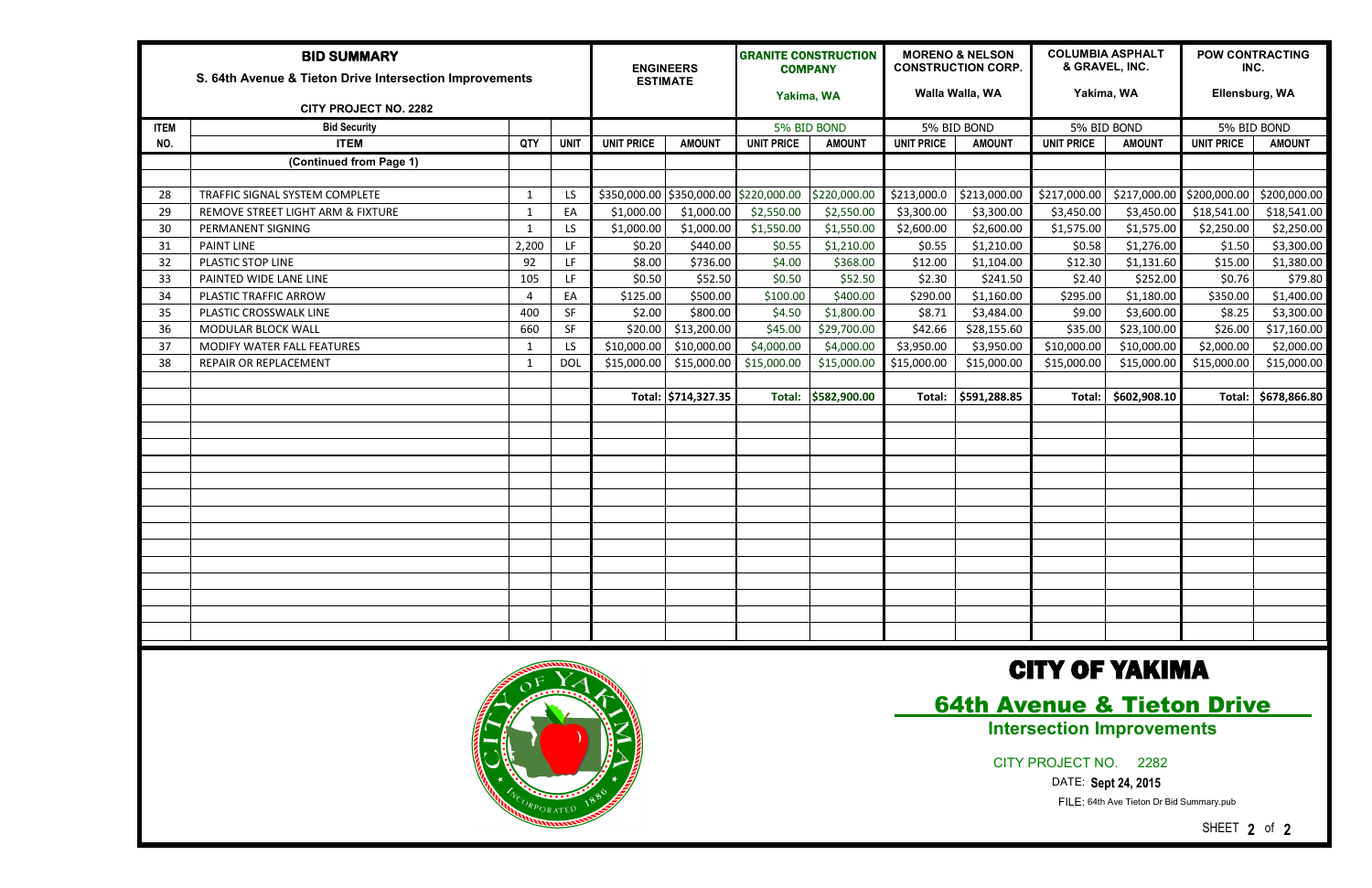| **BID SUMMARY**<br>S. 64th Avenue & Tieton Drive Intersection Improvements<br>CITY PROJECT NO. 2282 | | | | ENGINEERS ESTIMATE | | GRANITE CONSTRUCTION COMPANY<br>Yakima, WA | | MORENO & NELSON CONSTRUCTION CORP.<br>Walla Walla, WA | | COLUMBIA ASPHALT & GRAVEL, INC.<br>Yakima, WA | | POW CONTRACTING INC.<br>Ellensburg, WA | |
|---|---|---|---|---|---|---|---|---|---|---|---|---|---|
| **ITEM** | **Bid Security** | | | | | 5% BID BOND | | 5% BID BOND | | 5% BID BOND | | 5% BID BOND | |
| **NO.** | **ITEM** | **QTY** | **UNIT** | **UNIT PRICE** | **AMOUNT** | **UNIT PRICE** | **AMOUNT** | **UNIT PRICE** | **AMOUNT** | **UNIT PRICE** | **AMOUNT** | **UNIT PRICE** | **AMOUNT** |
| | **(Continued from Page 1)** | | | | | | | | | | | | |
| 28 | TRAFFIC SIGNAL SYSTEM COMPLETE | 1 | LS | $350,000.00 | $350,000.00 | $220,000.00 | $220,000.00 | $213,000.0 | $213,000.00 | $217,000.00 | $217,000.00 | $200,000.00 | $200,000.00 |
| 29 | REMOVE STREET LIGHT ARM & FIXTURE | 1 | EA | $1,000.00 | $1,000.00 | $2,550.00 | $2,550.00 | $3,300.00 | $3,300.00 | $3,450.00 | $3,450.00 | $18,541.00 | $18,541.00 |
| 30 | PERMANENT SIGNING | 1 | LS | $1,000.00 | $1,000.00 | $1,550.00 | $1,550.00 | $2,600.00 | $2,600.00 | $1,575.00 | $1,575.00 | $2,250.00 | $2,250.00 |
| 31 | PAINT LINE | 2,200 | LF | $0.20 | $440.00 | $0.55 | $1,210.00 | $0.55 | $1,210.00 | $0.58 | $1,276.00 | $1.50 | $3,300.00 |
| 32 | PLASTIC STOP LINE | 92 | LF | $8.00 | $736.00 | $4.00 | $368.00 | $12.00 | $1,104.00 | $12.30 | $1,131.60 | $15.00 | $1,380.00 |
| 33 | PAINTED WIDE LANE LINE | 105 | LF | $0.50 | $52.50 | $0.50 | $52.50 | $2.30 | $241.50 | $2.40 | $252.00 | $0.76 | $79.80 |
| 34 | PLASTIC TRAFFIC ARROW | 4 | EA | $125.00 | $500.00 | $100.00 | $400.00 | $290.00 | $1,160.00 | $295.00 | $1,180.00 | $350.00 | $1,400.00 |
| 35 | PLASTIC CROSSWALK LINE | 400 | SF | $2.00 | $800.00 | $4.50 | $1,800.00 | $8.71 | $3,484.00 | $9.00 | $3,600.00 | $8.25 | $3,300.00 |
| 36 | MODULAR BLOCK WALL | 660 | SF | $20.00 | $13,200.00 | $45.00 | $29,700.00 | $42.66 | $28,155.60 | $35.00 | $23,100.00 | $26.00 | $17,160.00 |
| 37 | MODIFY WATER FALL FEATURES | 1 | LS | $10,000.00 | $10,000.00 | $4,000.00 | $4,000.00 | $3,950.00 | $3,950.00 | $10,000.00 | $10,000.00 | $2,000.00 | $2,000.00 |
| 38 | REPAIR OR REPLACEMENT | 1 | DOL | $15,000.00 | $15,000.00 | $15,000.00 | $15,000.00 | $15,000.00 | $15,000.00 | $15,000.00 | $15,000.00 | $15,000.00 | $15,000.00 |
| | | | | **Total:** | **$714,327.35** | **Total:** | **$582,900.00** | **Total:** | **$591,288.85** | **Total:** | **$602,908.10** | **Total:** | **$678,866.80** |

# CITY OF YAKIMA

## 64th Avenue & Tieton Drive

### Intersection Improvements

CITY PROJECT NO. 2282

DATE: **Sept 24, 2015**

FILE: 64th Ave Tieton Dr Bid Summary.pub

SHEET **2** of **2**